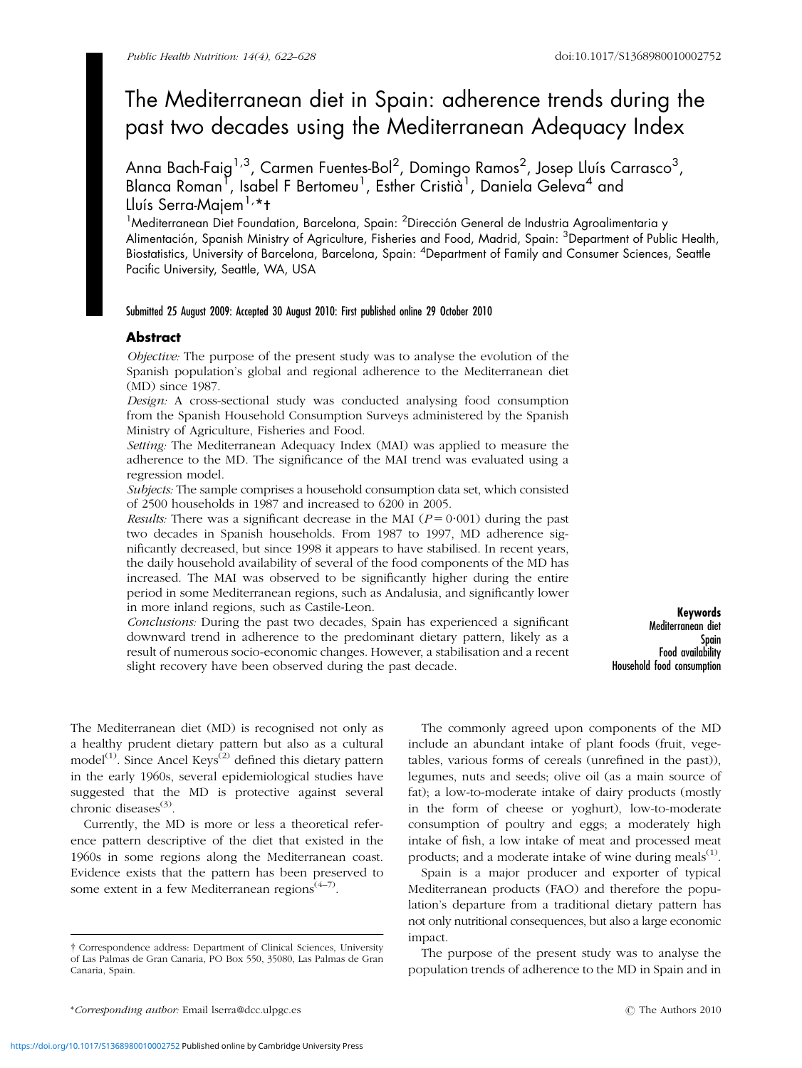# The Mediterranean diet in Spain: adherence trends during the past two decades using the Mediterranean Adequacy Index

Anna Bach-Faig[1,3], Carmen Fuentes-Bol[2], Domingo Ramos[2], Josep Lluís Carrasco[3], Blanca Roman[1], Isabel F Bertomeu[1], Esther Cristià[1], Daniela Geleva[4] and Lluís Serra-Majem[1,*†]

[1]Mediterranean Diet Foundation, Barcelona, Spain: [2]Dirección General de Industria Agroalimentaria y Alimentación, Spanish Ministry of Agriculture, Fisheries and Food, Madrid, Spain: [3]Department of Public Health, Biostatistics, University of Barcelona, Barcelona, Spain: [4]Department of Family and Consumer Sciences, Seattle Pacific University, Seattle, WA, USA

Submitted 25 August 2009: Accepted 30 August 2010: First published online 29 October 2010

## Abstract

*Objective:* The purpose of the present study was to analyse the evolution of the Spanish population's global and regional adherence to the Mediterranean diet (MD) since 1987.

*Design:* A cross-sectional study was conducted analysing food consumption from the Spanish Household Consumption Surveys administered by the Spanish Ministry of Agriculture, Fisheries and Food.

*Setting:* The Mediterranean Adequacy Index (MAI) was applied to measure the adherence to the MD. The significance of the MAI trend was evaluated using a regression model.

*Subjects:* The sample comprises a household consumption data set, which consisted of 2500 households in 1987 and increased to 6200 in 2005.

*Results:* There was a significant decrease in the MAI ($P = 0{\cdot}001$) during the past two decades in Spanish households. From 1987 to 1997, MD adherence significantly decreased, but since 1998 it appears to have stabilised. In recent years, the daily household availability of several of the food components of the MD has increased. The MAI was observed to be significantly higher during the entire period in some Mediterranean regions, such as Andalusia, and significantly lower in more inland regions, such as Castile-Leon.

*Conclusions:* During the past two decades, Spain has experienced a significant downward trend in adherence to the predominant dietary pattern, likely as a result of numerous socio-economic changes. However, a stabilisation and a recent slight recovery have been observed during the past decade.

**Keywords**
Mediterranean diet
Spain
Food availability
Household food consumption

The Mediterranean diet (MD) is recognised not only as a healthy prudent dietary pattern but also as a cultural model[1]. Since Ancel Keys[2] defined this dietary pattern in the early 1960s, several epidemiological studies have suggested that the MD is protective against several chronic diseases[3].

Currently, the MD is more or less a theoretical reference pattern descriptive of the diet that existed in the 1960s in some regions along the Mediterranean coast. Evidence exists that the pattern has been preserved to some extent in a few Mediterranean regions[4–7].

The commonly agreed upon components of the MD include an abundant intake of plant foods (fruit, vegetables, various forms of cereals (unrefined in the past)), legumes, nuts and seeds; olive oil (as a main source of fat); a low-to-moderate intake of dairy products (mostly in the form of cheese or yoghurt), low-to-moderate consumption of poultry and eggs; a moderately high intake of fish, a low intake of meat and processed meat products; and a moderate intake of wine during meals[1].

Spain is a major producer and exporter of typical Mediterranean products (FAO) and therefore the population's departure from a traditional dietary pattern has not only nutritional consequences, but also a large economic impact.

The purpose of the present study was to analyse the population trends of adherence to the MD in Spain and in

† Correspondence address: Department of Clinical Sciences, University of Las Palmas de Gran Canaria, PO Box 550, 35080, Las Palmas de Gran Canaria, Spain.

*Corresponding author: Email lserra@dcc.ulpgc.es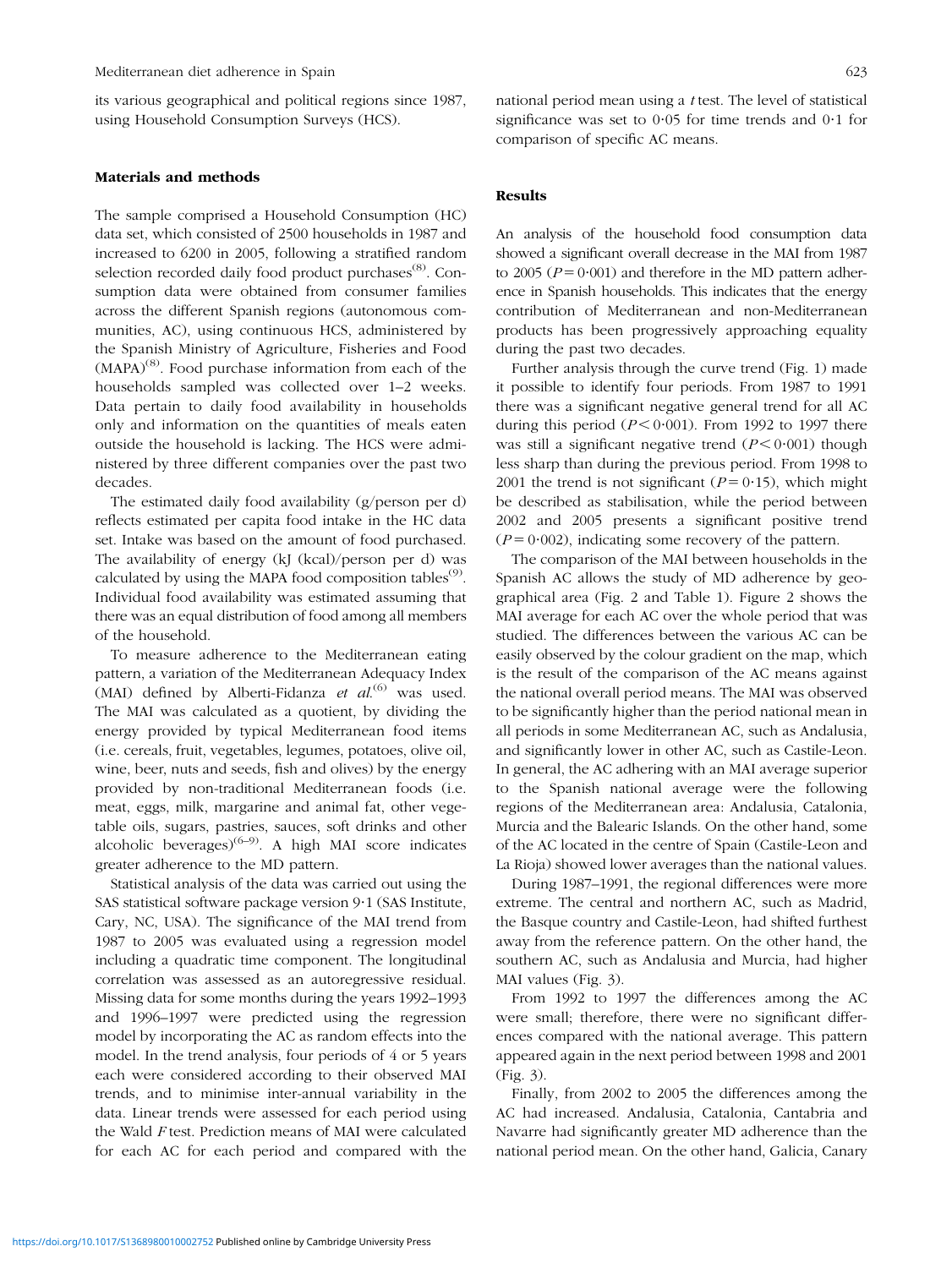its various geographical and political regions since 1987, using Household Consumption Surveys (HCS).

## Materials and methods

The sample comprised a Household Consumption (HC) data set, which consisted of 2500 households in 1987 and increased to 6200 in 2005, following a stratified random selection recorded daily food product purchases[8]. Consumption data were obtained from consumer families across the different Spanish regions (autonomous communities, AC), using continuous HCS, administered by the Spanish Ministry of Agriculture, Fisheries and Food (MAPA)[8]. Food purchase information from each of the households sampled was collected over 1–2 weeks. Data pertain to daily food availability in households only and information on the quantities of meals eaten outside the household is lacking. The HCS were administered by three different companies over the past two decades.

The estimated daily food availability (g/person per d) reflects estimated per capita food intake in the HC data set. Intake was based on the amount of food purchased. The availability of energy (kJ (kcal)/person per d) was calculated by using the MAPA food composition tables[9]. Individual food availability was estimated assuming that there was an equal distribution of food among all members of the household.

To measure adherence to the Mediterranean eating pattern, a variation of the Mediterranean Adequacy Index (MAI) defined by Alberti-Fidanza *et al.*[6] was used. The MAI was calculated as a quotient, by dividing the energy provided by typical Mediterranean food items (i.e. cereals, fruit, vegetables, legumes, potatoes, olive oil, wine, beer, nuts and seeds, fish and olives) by the energy provided by non-traditional Mediterranean foods (i.e. meat, eggs, milk, margarine and animal fat, other vegetable oils, sugars, pastries, sauces, soft drinks and other alcoholic beverages)[6–9]. A high MAI score indicates greater adherence to the MD pattern.

Statistical analysis of the data was carried out using the SAS statistical software package version 9·1 (SAS Institute, Cary, NC, USA). The significance of the MAI trend from 1987 to 2005 was evaluated using a regression model including a quadratic time component. The longitudinal correlation was assessed as an autoregressive residual. Missing data for some months during the years 1992–1993 and 1996–1997 were predicted using the regression model by incorporating the AC as random effects into the model. In the trend analysis, four periods of 4 or 5 years each were considered according to their observed MAI trends, and to minimise inter-annual variability in the data. Linear trends were assessed for each period using the Wald *F* test. Prediction means of MAI were calculated for each AC for each period and compared with the national period mean using a *t* test. The level of statistical significance was set to 0·05 for time trends and 0·1 for comparison of specific AC means.

## Results

An analysis of the household food consumption data showed a significant overall decrease in the MAI from 1987 to 2005 ($P = 0{\cdot}001$) and therefore in the MD pattern adherence in Spanish households. This indicates that the energy contribution of Mediterranean and non-Mediterranean products has been progressively approaching equality during the past two decades.

Further analysis through the curve trend (Fig. 1) made it possible to identify four periods. From 1987 to 1991 there was a significant negative general trend for all AC during this period ($P < 0{\cdot}001$). From 1992 to 1997 there was still a significant negative trend ($P < 0{\cdot}001$) though less sharp than during the previous period. From 1998 to 2001 the trend is not significant ($P = 0{\cdot}15$), which might be described as stabilisation, while the period between 2002 and 2005 presents a significant positive trend ($P = 0{\cdot}002$), indicating some recovery of the pattern.

The comparison of the MAI between households in the Spanish AC allows the study of MD adherence by geographical area (Fig. 2 and Table 1). Figure 2 shows the MAI average for each AC over the whole period that was studied. The differences between the various AC can be easily observed by the colour gradient on the map, which is the result of the comparison of the AC means against the national overall period means. The MAI was observed to be significantly higher than the period national mean in all periods in some Mediterranean AC, such as Andalusia, and significantly lower in other AC, such as Castile-Leon. In general, the AC adhering with an MAI average superior to the Spanish national average were the following regions of the Mediterranean area: Andalusia, Catalonia, Murcia and the Balearic Islands. On the other hand, some of the AC located in the centre of Spain (Castile-Leon and La Rioja) showed lower averages than the national values.

During 1987–1991, the regional differences were more extreme. The central and northern AC, such as Madrid, the Basque country and Castile-Leon, had shifted furthest away from the reference pattern. On the other hand, the southern AC, such as Andalusia and Murcia, had higher MAI values (Fig. 3).

From 1992 to 1997 the differences among the AC were small; therefore, there were no significant differences compared with the national average. This pattern appeared again in the next period between 1998 and 2001 (Fig. 3).

Finally, from 2002 to 2005 the differences among the AC had increased. Andalusia, Catalonia, Cantabria and Navarre had significantly greater MD adherence than the national period mean. On the other hand, Galicia, Canary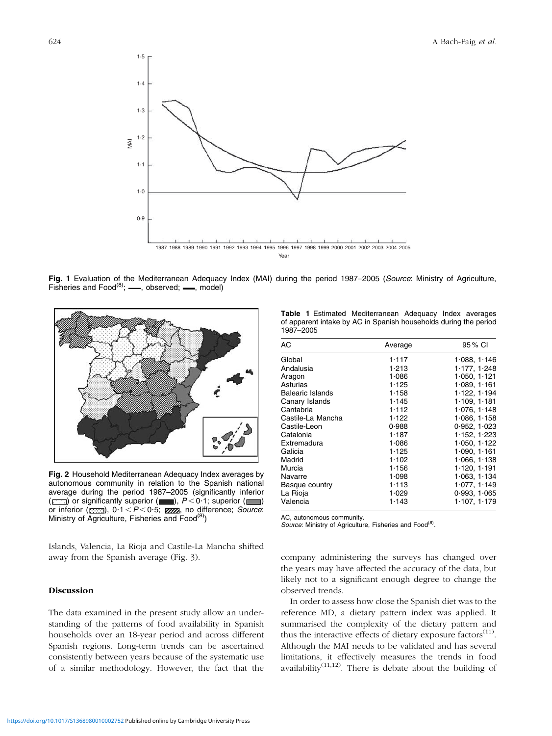Fig. 1 Evaluation of the Mediterranean Adequacy Index (MAI) during the period 1987–2005 (*Source*: Ministry of Agriculture, Fisheries and Food[8]; ——, observed; ▬▬, model)

Fig. 2 Household Mediterranean Adequacy Index averages by autonomous community in relation to the Spanish national average during the period 1987–2005 (significantly inferior (▭) or significantly superior (■), $P < 0.1$; superior (■) or inferior (▒), $0.1 < P < 0.5$; ▨, no difference; *Source*: Ministry of Agriculture, Fisheries and Food[8])

**Table 1** Estimated Mediterranean Adequacy Index averages of apparent intake by AC in Spanish households during the period 1987–2005

| AC | Average | 95 % CI |
|---|---|---|
| Global | 1·117 | 1·088, 1·146 |
| Andalusia | 1·213 | 1·177, 1·248 |
| Aragon | 1·086 | 1·050, 1·121 |
| Asturias | 1·125 | 1·089, 1·161 |
| Balearic Islands | 1·158 | 1·122, 1·194 |
| Canary Islands | 1·145 | 1·109, 1·181 |
| Cantabria | 1·112 | 1·076, 1·148 |
| Castile-La Mancha | 1·122 | 1·086, 1·158 |
| Castile-Leon | 0·988 | 0·952, 1·023 |
| Catalonia | 1·187 | 1·152, 1·223 |
| Extremadura | 1·086 | 1·050, 1·122 |
| Galicia | 1·125 | 1·090, 1·161 |
| Madrid | 1·102 | 1·066, 1·138 |
| Murcia | 1·156 | 1·120, 1·191 |
| Navarre | 1·098 | 1·063, 1·134 |
| Basque country | 1·113 | 1·077, 1·149 |
| La Rioja | 1·029 | 0·993, 1·065 |
| Valencia | 1·143 | 1·107, 1·179 |

AC, autonomous community.
*Source*: Ministry of Agriculture, Fisheries and Food[8].

Islands, Valencia, La Rioja and Castile-La Mancha shifted away from the Spanish average (Fig. 3).

## Discussion

The data examined in the present study allow an understanding of the patterns of food availability in Spanish households over an 18-year period and across different Spanish regions. Long-term trends can be ascertained consistently between years because of the systematic use of a similar methodology. However, the fact that the company administering the surveys has changed over the years may have affected the accuracy of the data, but likely not to a significant enough degree to change the observed trends.

In order to assess how close the Spanish diet was to the reference MD, a dietary pattern index was applied. It summarised the complexity of the dietary pattern and thus the interactive effects of dietary exposure factors[11]. Although the MAI needs to be validated and has several limitations, it effectively measures the trends in food availability[11,12]. There is debate about the building of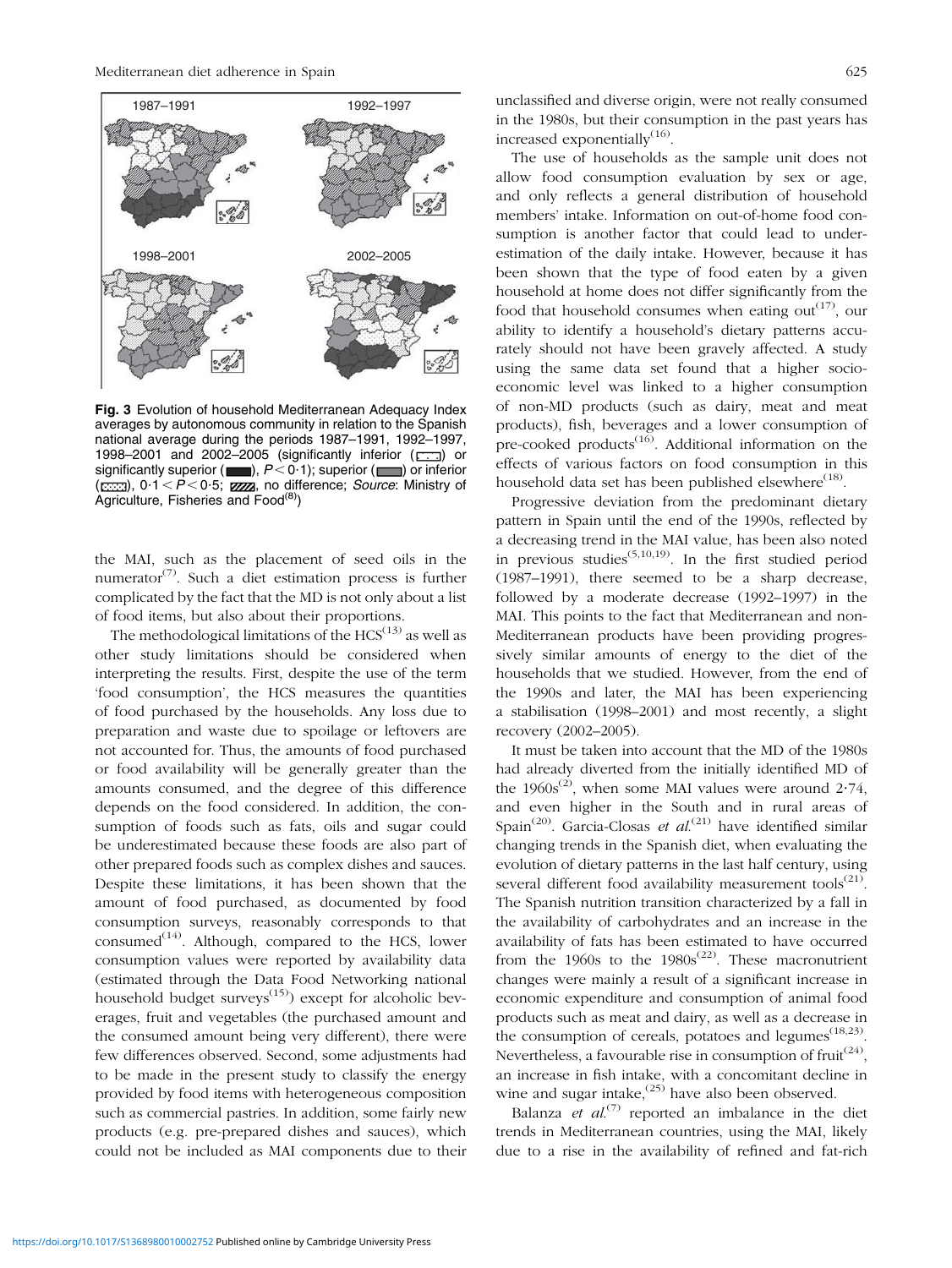Fig. 3 Evolution of household Mediterranean Adequacy Index averages by autonomous community in relation to the Spanish national average during the periods 1987–1991, 1992–1997, 1998–2001 and 2002–2005 (significantly inferior (▭) or significantly superior (■), $P < 0{\cdot}1$); superior (▬) or inferior (▭), $0{\cdot}1 < P < 0{\cdot}5$; ▨, no difference; *Source*: Ministry of Agriculture, Fisheries and Food[8])

the MAI, such as the placement of seed oils in the numerator[7]. Such a diet estimation process is further complicated by the fact that the MD is not only about a list of food items, but also about their proportions.

The methodological limitations of the HCS[13] as well as other study limitations should be considered when interpreting the results. First, despite the use of the term 'food consumption', the HCS measures the quantities of food purchased by the households. Any loss due to preparation and waste due to spoilage or leftovers are not accounted for. Thus, the amounts of food purchased or food availability will be generally greater than the amounts consumed, and the degree of this difference depends on the food considered. In addition, the consumption of foods such as fats, oils and sugar could be underestimated because these foods are also part of other prepared foods such as complex dishes and sauces. Despite these limitations, it has been shown that the amount of food purchased, as documented by food consumption surveys, reasonably corresponds to that consumed[14]. Although, compared to the HCS, lower consumption values were reported by availability data (estimated through the Data Food Networking national household budget surveys[15]) except for alcoholic beverages, fruit and vegetables (the purchased amount and the consumed amount being very different), there were few differences observed. Second, some adjustments had to be made in the present study to classify the energy provided by food items with heterogeneous composition such as commercial pastries. In addition, some fairly new products (e.g. pre-prepared dishes and sauces), which could not be included as MAI components due to their unclassified and diverse origin, were not really consumed in the 1980s, but their consumption in the past years has increased exponentially[16].

The use of households as the sample unit does not allow food consumption evaluation by sex or age, and only reflects a general distribution of household members' intake. Information on out-of-home food consumption is another factor that could lead to underestimation of the daily intake. However, because it has been shown that the type of food eaten by a given household at home does not differ significantly from the food that household consumes when eating out[17], our ability to identify a household's dietary patterns accurately should not have been gravely affected. A study using the same data set found that a higher socioeconomic level was linked to a higher consumption of non-MD products (such as dairy, meat and meat products), fish, beverages and a lower consumption of pre-cooked products[16]. Additional information on the effects of various factors on food consumption in this household data set has been published elsewhere[18].

Progressive deviation from the predominant dietary pattern in Spain until the end of the 1990s, reflected by a decreasing trend in the MAI value, has been also noted in previous studies[5,10,19]. In the first studied period (1987–1991), there seemed to be a sharp decrease, followed by a moderate decrease (1992–1997) in the MAI. This points to the fact that Mediterranean and non-Mediterranean products have been providing progressively similar amounts of energy to the diet of the households that we studied. However, from the end of the 1990s and later, the MAI has been experiencing a stabilisation (1998–2001) and most recently, a slight recovery (2002–2005).

It must be taken into account that the MD of the 1980s had already diverted from the initially identified MD of the 1960s[2], when some MAI values were around 2·74, and even higher in the South and in rural areas of Spain[20]. Garcia-Closas *et al.*[21] have identified similar changing trends in the Spanish diet, when evaluating the evolution of dietary patterns in the last half century, using several different food availability measurement tools[21]. The Spanish nutrition transition characterized by a fall in the availability of carbohydrates and an increase in the availability of fats has been estimated to have occurred from the 1960s to the 1980s[22]. These macronutrient changes were mainly a result of a significant increase in economic expenditure and consumption of animal food products such as meat and dairy, as well as a decrease in the consumption of cereals, potatoes and legumes[18,23]. Nevertheless, a favourable rise in consumption of fruit[24], an increase in fish intake, with a concomitant decline in wine and sugar intake,[25] have also been observed.

Balanza *et al.*[7] reported an imbalance in the diet trends in Mediterranean countries, using the MAI, likely due to a rise in the availability of refined and fat-rich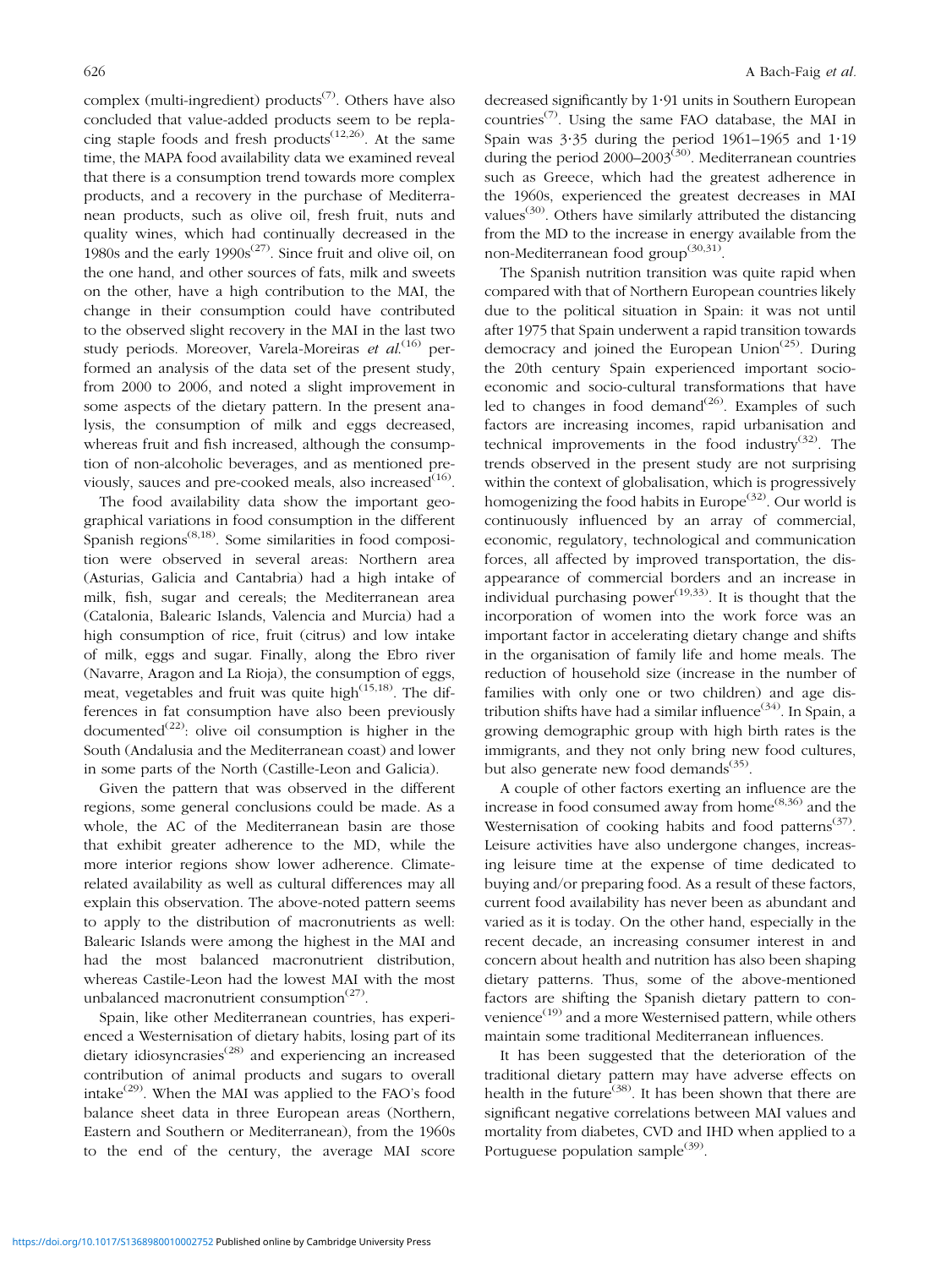complex (multi-ingredient) products[7]. Others have also concluded that value-added products seem to be replacing staple foods and fresh products[12,26]. At the same time, the MAPA food availability data we examined reveal that there is a consumption trend towards more complex products, and a recovery in the purchase of Mediterranean products, such as olive oil, fresh fruit, nuts and quality wines, which had continually decreased in the 1980s and the early 1990s[27]. Since fruit and olive oil, on the one hand, and other sources of fats, milk and sweets on the other, have a high contribution to the MAI, the change in their consumption could have contributed to the observed slight recovery in the MAI in the last two study periods. Moreover, Varela-Moreiras *et al.*[16] performed an analysis of the data set of the present study, from 2000 to 2006, and noted a slight improvement in some aspects of the dietary pattern. In the present analysis, the consumption of milk and eggs decreased, whereas fruit and fish increased, although the consumption of non-alcoholic beverages, and as mentioned previously, sauces and pre-cooked meals, also increased[16].

The food availability data show the important geographical variations in food consumption in the different Spanish regions[8,18]. Some similarities in food composition were observed in several areas: Northern area (Asturias, Galicia and Cantabria) had a high intake of milk, fish, sugar and cereals; the Mediterranean area (Catalonia, Balearic Islands, Valencia and Murcia) had a high consumption of rice, fruit (citrus) and low intake of milk, eggs and sugar. Finally, along the Ebro river (Navarre, Aragon and La Rioja), the consumption of eggs, meat, vegetables and fruit was quite high[15,18]. The differences in fat consumption have also been previously documented[22]: olive oil consumption is higher in the South (Andalusia and the Mediterranean coast) and lower in some parts of the North (Castille-Leon and Galicia).

Given the pattern that was observed in the different regions, some general conclusions could be made. As a whole, the AC of the Mediterranean basin are those that exhibit greater adherence to the MD, while the more interior regions show lower adherence. Climate-related availability as well as cultural differences may all explain this observation. The above-noted pattern seems to apply to the distribution of macronutrients as well: Balearic Islands were among the highest in the MAI and had the most balanced macronutrient distribution, whereas Castile-Leon had the lowest MAI with the most unbalanced macronutrient consumption[27].

Spain, like other Mediterranean countries, has experienced a Westernisation of dietary habits, losing part of its dietary idiosyncrasies[28] and experiencing an increased contribution of animal products and sugars to overall intake[29]. When the MAI was applied to the FAO's food balance sheet data in three European areas (Northern, Eastern and Southern or Mediterranean), from the 1960s to the end of the century, the average MAI score decreased significantly by 1·91 units in Southern European countries[7]. Using the same FAO database, the MAI in Spain was 3·35 during the period 1961–1965 and 1·19 during the period 2000–2003[30]. Mediterranean countries such as Greece, which had the greatest adherence in the 1960s, experienced the greatest decreases in MAI values[30]. Others have similarly attributed the distancing from the MD to the increase in energy available from the non-Mediterranean food group[30,31].

The Spanish nutrition transition was quite rapid when compared with that of Northern European countries likely due to the political situation in Spain: it was not until after 1975 that Spain underwent a rapid transition towards democracy and joined the European Union[25]. During the 20th century Spain experienced important socio-economic and socio-cultural transformations that have led to changes in food demand[26]. Examples of such factors are increasing incomes, rapid urbanisation and technical improvements in the food industry[32]. The trends observed in the present study are not surprising within the context of globalisation, which is progressively homogenizing the food habits in Europe[32]. Our world is continuously influenced by an array of commercial, economic, regulatory, technological and communication forces, all affected by improved transportation, the disappearance of commercial borders and an increase in individual purchasing power[19,33]. It is thought that the incorporation of women into the work force was an important factor in accelerating dietary change and shifts in the organisation of family life and home meals. The reduction of household size (increase in the number of families with only one or two children) and age distribution shifts have had a similar influence[34]. In Spain, a growing demographic group with high birth rates is the immigrants, and they not only bring new food cultures, but also generate new food demands[35].

A couple of other factors exerting an influence are the increase in food consumed away from home[8,36] and the Westernisation of cooking habits and food patterns[37]. Leisure activities have also undergone changes, increasing leisure time at the expense of time dedicated to buying and/or preparing food. As a result of these factors, current food availability has never been as abundant and varied as it is today. On the other hand, especially in the recent decade, an increasing consumer interest in and concern about health and nutrition has also been shaping dietary patterns. Thus, some of the above-mentioned factors are shifting the Spanish dietary pattern to convenience[19] and a more Westernised pattern, while others maintain some traditional Mediterranean influences.

It has been suggested that the deterioration of the traditional dietary pattern may have adverse effects on health in the future[38]. It has been shown that there are significant negative correlations between MAI values and mortality from diabetes, CVD and IHD when applied to a Portuguese population sample[39].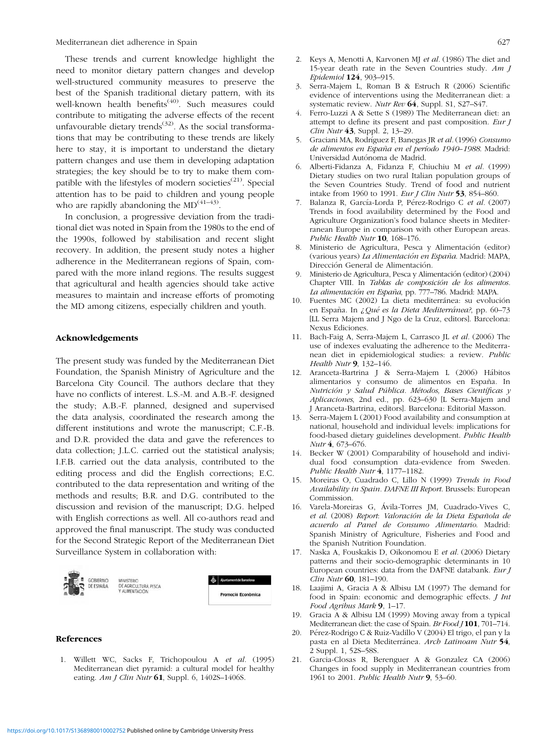These trends and current knowledge highlight the need to monitor dietary pattern changes and develop well-structured community measures to preserve the best of the Spanish traditional dietary pattern, with its well-known health benefits[40]. Such measures could contribute to mitigating the adverse effects of the recent unfavourable dietary trends[32]. As the social transformations that may be contributing to these trends are likely here to stay, it is important to understand the dietary pattern changes and use them in developing adaptation strategies; the key should be to try to make them compatible with the lifestyles of modern societies[21]. Special attention has to be paid to children and young people who are rapidly abandoning the MD[41–43].

In conclusion, a progressive deviation from the traditional diet was noted in Spain from the 1980s to the end of the 1990s, followed by stabilisation and recent slight recovery. In addition, the present study notes a higher adherence in the Mediterranean regions of Spain, compared with the more inland regions. The results suggest that agricultural and health agencies should take active measures to maintain and increase efforts of promoting the MD among citizens, especially children and youth.

## Acknowledgements

The present study was funded by the Mediterranean Diet Foundation, the Spanish Ministry of Agriculture and the Barcelona City Council. The authors declare that they have no conflicts of interest. L.S.-M. and A.B.-F. designed the study; A.B.-F. planned, designed and supervised the data analysis, coordinated the research among the different institutions and wrote the manuscript; C.F.-B. and D.R. provided the data and gave the references to data collection; J.L.C. carried out the statistical analysis; I.F.B. carried out the data analysis, contributed to the editing process and did the English corrections; E.C. contributed to the data representation and writing of the methods and results; B.R. and D.G. contributed to the discussion and revision of the manuscript; D.G. helped with English corrections as well. All co-authors read and approved the final manuscript. The study was conducted for the Second Strategic Report of the Mediterranean Diet Surveillance System in collaboration with:

GOBIERNO DE ESPAÑA — MINISTERIO DE AGRICULTURA, PESCA Y ALIMENTACIÓN

Ajuntament de Barcelona — Promoció Econòmica

## References

1. Willett WC, Sacks F, Trichopoulou A *et al.* (1995) Mediterranean diet pyramid: a cultural model for healthy eating. *Am J Clin Nutr* **61**, Suppl. 6, 1402S–1406S.
2. Keys A, Menotti A, Karvonen MJ *et al.* (1986) The diet and 15-year death rate in the Seven Countries study. *Am J Epidemiol* **124**, 903–915.
3. Serra-Majem L, Roman B & Estruch R (2006) Scientific evidence of interventions using the Mediterranean diet: a systematic review. *Nutr Rev* **64**, Suppl. S1, S27–S47.
4. Ferro-Luzzi A & Sette S (1989) The Mediterranean diet: an attempt to define its present and past composition. *Eur J Clin Nutr* **43**, Suppl. 2, 13–29.
5. Graciani MA, Rodríguez F, Banegas JR *et al.* (1996) *Consumo de alimentos en España en el período 1940–1988*. Madrid: Universidad Autónoma de Madrid.
6. Alberti-Fidanza A, Fidanza F, Chiuchiu M *et al.* (1999) Dietary studies on two rural Italian population groups of the Seven Countries Study. Trend of food and nutrient intake from 1960 to 1991. *Eur J Clin Nutr* **53**, 854–860.
7. Balanza R, García-Lorda P, Pérez-Rodrigo C *et al.* (2007) Trends in food availability determined by the Food and Agriculture Organization's food balance sheets in Mediterranean Europe in comparison with other European areas. *Public Health Nutr* **10**, 168–176.
8. Ministerio de Agricultura, Pesca y Alimentación (editor) (various years) *La Alimentación en España*. Madrid: MAPA, Dirección General de Alimentación.
9. Ministerio de Agricultura, Pesca y Alimentación (editor) (2004) Chapter VIII. In *Tablas de composición de los alimentos. La alimentación en España*, pp. 777–786. Madrid: MAPA.
10. Fuentes MC (2002) La dieta mediterránea: su evolución en España. In *¿Qué es la Dieta Mediterránea?*, pp. 60–73 [LL Serra Majem and J Ngo de la Cruz, editors]. Barcelona: Nexus Ediciones.
11. Bach-Faig A, Serra-Majem L, Carrasco JL *et al.* (2006) The use of indexes evaluating the adherence to the Mediterranean diet in epidemiological studies: a review. *Public Health Nutr* **9**, 132–146.
12. Aranceta-Bartrina J & Serra-Majem L (2006) Hábitos alimentarios y consumo de alimentos en España. In *Nutrición y Salud Pública. Métodos, Bases Científicas y Aplicaciones*, 2nd ed., pp. 623–630 [L Serra-Majem and J Aranceta-Bartrina, editors]. Barcelona: Editorial Masson.
13. Serra-Majem L (2001) Food availability and consumption at national, household and individual levels: implications for food-based dietary guidelines development. *Public Health Nutr* **4**, 673–676.
14. Becker W (2001) Comparability of household and individual food consumption data-evidence from Sweden. *Public Health Nutr* **4**, 1177–1182.
15. Moreiras O, Cuadrado C, Lillo N (1999) *Trends in Food Availability in Spain. DAFNE III Report*. Brussels: European Commission.
16. Varela-Moreiras G, Ávila-Torres JM, Cuadrado-Vives C, *et al.* (2008) *Report: Valoración de la Dieta Española de acuerdo al Panel de Consumo Alimentario.* Madrid: Spanish Ministry of Agriculture, Fisheries and Food and the Spanish Nutrition Foundation.
17. Naska A, Fouskakis D, Oikonomou E *et al.* (2006) Dietary patterns and their socio-demographic determinants in 10 European countries: data from the DAFNE databank. *Eur J Clin Nutr* **60**, 181–190.
18. Laajimi A, Gracia A & Albisu LM (1997) The demand for food in Spain: economic and demographic effects. *J Int Food Agribus Mark* **9**, 1–17.
19. Gracia A & Albisu LM (1999) Moving away from a typical Mediterranean diet: the case of Spain. *Br Food J* **101**, 701–714.
20. Pérez-Rodrigo C & Ruiz-Vadillo V (2004) El trigo, el pan y la pasta en al Dieta Mediterránea. *Arch Latinoam Nutr* **54**, 2 Suppl. 1, 52S–58S.
21. Garcia-Closas R, Berenguer A & Gonzalez CA (2006) Changes in food supply in Mediterranean countries from 1961 to 2001. *Public Health Nutr* **9**, 53–60.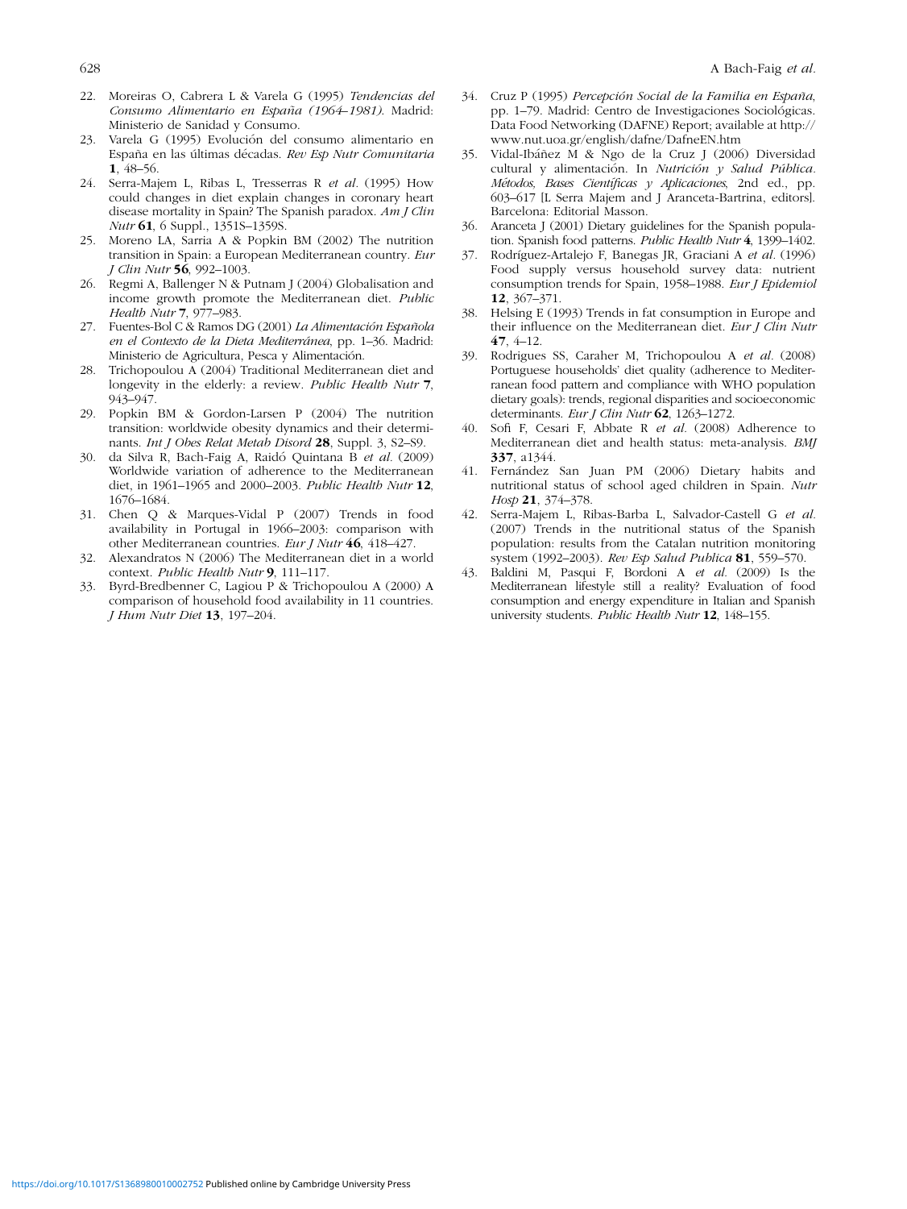22. Moreiras O, Cabrera L & Varela G (1995) *Tendencias del Consumo Alimentario en España (1964–1981)*. Madrid: Ministerio de Sanidad y Consumo.
23. Varela G (1995) Evolución del consumo alimentario en España en las últimas décadas. *Rev Esp Nutr Comunitaria* **1**, 48–56.
24. Serra-Majem L, Ribas L, Tresserras R *et al.* (1995) How could changes in diet explain changes in coronary heart disease mortality in Spain? The Spanish paradox. *Am J Clin Nutr* **61**, 6 Suppl., 1351S–1359S.
25. Moreno LA, Sarria A & Popkin BM (2002) The nutrition transition in Spain: a European Mediterranean country. *Eur J Clin Nutr* **56**, 992–1003.
26. Regmi A, Ballenger N & Putnam J (2004) Globalisation and income growth promote the Mediterranean diet. *Public Health Nutr* **7**, 977–983.
27. Fuentes-Bol C & Ramos DG (2001) *La Alimentación Española en el Contexto de la Dieta Mediterránea*, pp. 1–36. Madrid: Ministerio de Agricultura, Pesca y Alimentación.
28. Trichopoulou A (2004) Traditional Mediterranean diet and longevity in the elderly: a review. *Public Health Nutr* **7**, 943–947.
29. Popkin BM & Gordon-Larsen P (2004) The nutrition transition: worldwide obesity dynamics and their determinants. *Int J Obes Relat Metab Disord* **28**, Suppl. 3, S2–S9.
30. da Silva R, Bach-Faig A, Raidó Quintana B *et al.* (2009) Worldwide variation of adherence to the Mediterranean diet, in 1961–1965 and 2000–2003. *Public Health Nutr* **12**, 1676–1684.
31. Chen Q & Marques-Vidal P (2007) Trends in food availability in Portugal in 1966–2003: comparison with other Mediterranean countries. *Eur J Nutr* **46**, 418–427.
32. Alexandratos N (2006) The Mediterranean diet in a world context. *Public Health Nutr* **9**, 111–117.
33. Byrd-Bredbenner C, Lagiou P & Trichopoulou A (2000) A comparison of household food availability in 11 countries. *J Hum Nutr Diet* **13**, 197–204.
34. Cruz P (1995) *Percepción Social de la Familia en España*, pp. 1–79. Madrid: Centro de Investigaciones Sociológicas. Data Food Networking (DAFNE) Report; available at http://www.nut.uoa.gr/english/dafne/DafneEN.htm
35. Vidal-Ibáñez M & Ngo de la Cruz J (2006) Diversidad cultural y alimentación. In *Nutrición y Salud Pública. Métodos, Bases Científicas y Aplicaciones*, 2nd ed., pp. 603–617 [L Serra Majem and J Aranceta-Bartrina, editors]. Barcelona: Editorial Masson.
36. Aranceta J (2001) Dietary guidelines for the Spanish population. Spanish food patterns. *Public Health Nutr* **4**, 1399–1402.
37. Rodríguez-Artalejo F, Banegas JR, Graciani A *et al.* (1996) Food supply versus household survey data: nutrient consumption trends for Spain, 1958–1988. *Eur J Epidemiol* **12**, 367–371.
38. Helsing E (1993) Trends in fat consumption in Europe and their influence on the Mediterranean diet. *Eur J Clin Nutr* **47**, 4–12.
39. Rodrigues SS, Caraher M, Trichopoulou A *et al.* (2008) Portuguese households' diet quality (adherence to Mediterranean food pattern and compliance with WHO population dietary goals): trends, regional disparities and socioeconomic determinants. *Eur J Clin Nutr* **62**, 1263–1272.
40. Sofi F, Cesari F, Abbate R *et al.* (2008) Adherence to Mediterranean diet and health status: meta-analysis. *BMJ* **337**, a1344.
41. Fernández San Juan PM (2006) Dietary habits and nutritional status of school aged children in Spain. *Nutr Hosp* **21**, 374–378.
42. Serra-Majem L, Ribas-Barba L, Salvador-Castell G *et al.* (2007) Trends in the nutritional status of the Spanish population: results from the Catalan nutrition monitoring system (1992–2003). *Rev Esp Salud Publica* **81**, 559–570.
43. Baldini M, Pasqui F, Bordoni A *et al.* (2009) Is the Mediterranean lifestyle still a reality? Evaluation of food consumption and energy expenditure in Italian and Spanish university students. *Public Health Nutr* **12**, 148–155.